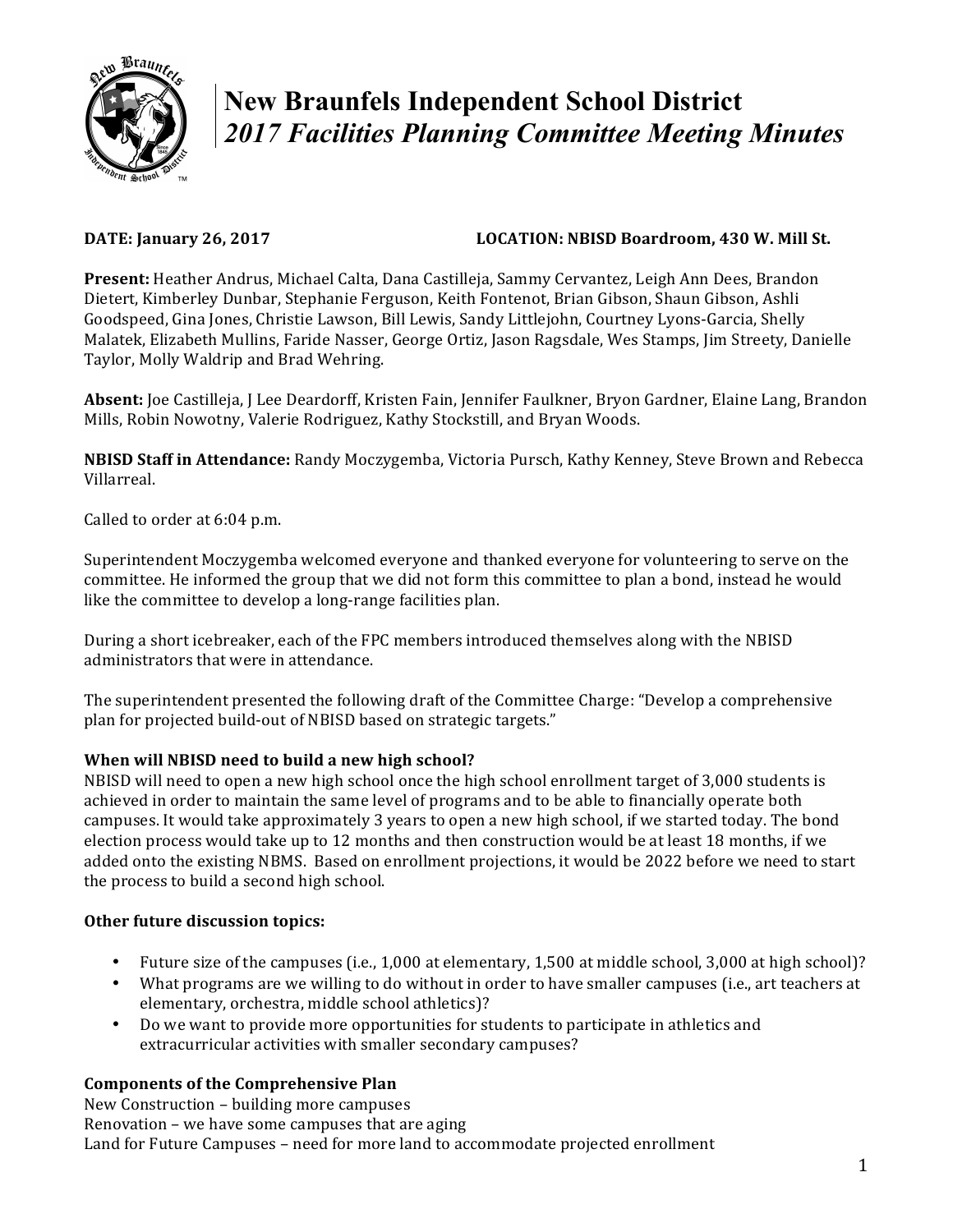# New Braunfels Independent School District
## *2017 Facilities Planning Committee Meeting Minutes*

**DATE: January 26, 2017** **LOCATION: NBISD Boardroom, 430 W. Mill St.**

**Present:** Heather Andrus, Michael Calta, Dana Castilleja, Sammy Cervantez, Leigh Ann Dees, Brandon Dietert, Kimberley Dunbar, Stephanie Ferguson, Keith Fontenot, Brian Gibson, Shaun Gibson, Ashli Goodspeed, Gina Jones, Christie Lawson, Bill Lewis, Sandy Littlejohn, Courtney Lyons-Garcia, Shelly Malatek, Elizabeth Mullins, Faride Nasser, George Ortiz, Jason Ragsdale, Wes Stamps, Jim Streety, Danielle Taylor, Molly Waldrip and Brad Wehring.

**Absent:** Joe Castilleja, J Lee Deardorff, Kristen Fain, Jennifer Faulkner, Bryon Gardner, Elaine Lang, Brandon Mills, Robin Nowotny, Valerie Rodriguez, Kathy Stockstill, and Bryan Woods.

**NBISD Staff in Attendance:** Randy Moczygemba, Victoria Pursch, Kathy Kenney, Steve Brown and Rebecca Villarreal.

Called to order at 6:04 p.m.

Superintendent Moczygemba welcomed everyone and thanked everyone for volunteering to serve on the committee. He informed the group that we did not form this committee to plan a bond, instead he would like the committee to develop a long-range facilities plan.

During a short icebreaker, each of the FPC members introduced themselves along with the NBISD administrators that were in attendance.

The superintendent presented the following draft of the Committee Charge: "Develop a comprehensive plan for projected build-out of NBISD based on strategic targets."

**When will NBISD need to build a new high school?**

NBISD will need to open a new high school once the high school enrollment target of 3,000 students is achieved in order to maintain the same level of programs and to be able to financially operate both campuses. It would take approximately 3 years to open a new high school, if we started today. The bond election process would take up to 12 months and then construction would be at least 18 months, if we added onto the existing NBMS. Based on enrollment projections, it would be 2022 before we need to start the process to build a second high school.

**Other future discussion topics:**

- Future size of the campuses (i.e., 1,000 at elementary, 1,500 at middle school, 3,000 at high school)?
- What programs are we willing to do without in order to have smaller campuses (i.e., art teachers at elementary, orchestra, middle school athletics)?
- Do we want to provide more opportunities for students to participate in athletics and extracurricular activities with smaller secondary campuses?

**Components of the Comprehensive Plan**

New Construction – building more campuses
Renovation – we have some campuses that are aging
Land for Future Campuses – need for more land to accommodate projected enrollment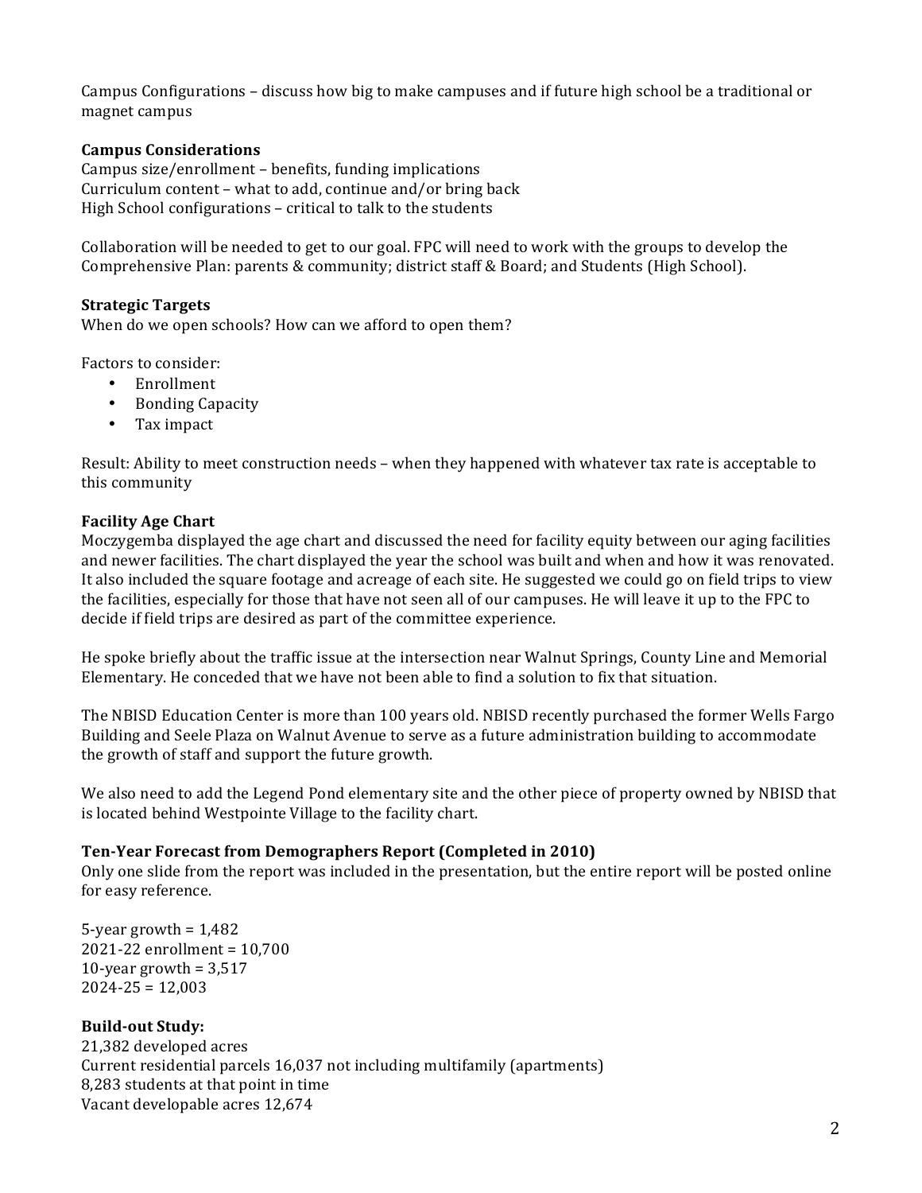Campus Configurations – discuss how big to make campuses and if future high school be a traditional or magnet campus

**Campus Considerations**

Campus size/enrollment – benefits, funding implications
Curriculum content – what to add, continue and/or bring back
High School configurations – critical to talk to the students

Collaboration will be needed to get to our goal. FPC will need to work with the groups to develop the Comprehensive Plan: parents & community; district staff & Board; and Students (High School).

**Strategic Targets**

When do we open schools? How can we afford to open them?

Factors to consider:

- Enrollment
- Bonding Capacity
- Tax impact

Result: Ability to meet construction needs – when they happened with whatever tax rate is acceptable to this community

**Facility Age Chart**

Moczygemba displayed the age chart and discussed the need for facility equity between our aging facilities and newer facilities. The chart displayed the year the school was built and when and how it was renovated. It also included the square footage and acreage of each site. He suggested we could go on field trips to view the facilities, especially for those that have not seen all of our campuses. He will leave it up to the FPC to decide if field trips are desired as part of the committee experience.

He spoke briefly about the traffic issue at the intersection near Walnut Springs, County Line and Memorial Elementary. He conceded that we have not been able to find a solution to fix that situation.

The NBISD Education Center is more than 100 years old. NBISD recently purchased the former Wells Fargo Building and Seele Plaza on Walnut Avenue to serve as a future administration building to accommodate the growth of staff and support the future growth.

We also need to add the Legend Pond elementary site and the other piece of property owned by NBISD that is located behind Westpointe Village to the facility chart.

**Ten-Year Forecast from Demographers Report (Completed in 2010)**

Only one slide from the report was included in the presentation, but the entire report will be posted online for easy reference.

5-year growth = 1,482
2021-22 enrollment = 10,700
10-year growth = 3,517
2024-25 = 12,003

**Build-out Study:**

21,382 developed acres
Current residential parcels 16,037 not including multifamily (apartments)
8,283 students at that point in time
Vacant developable acres 12,674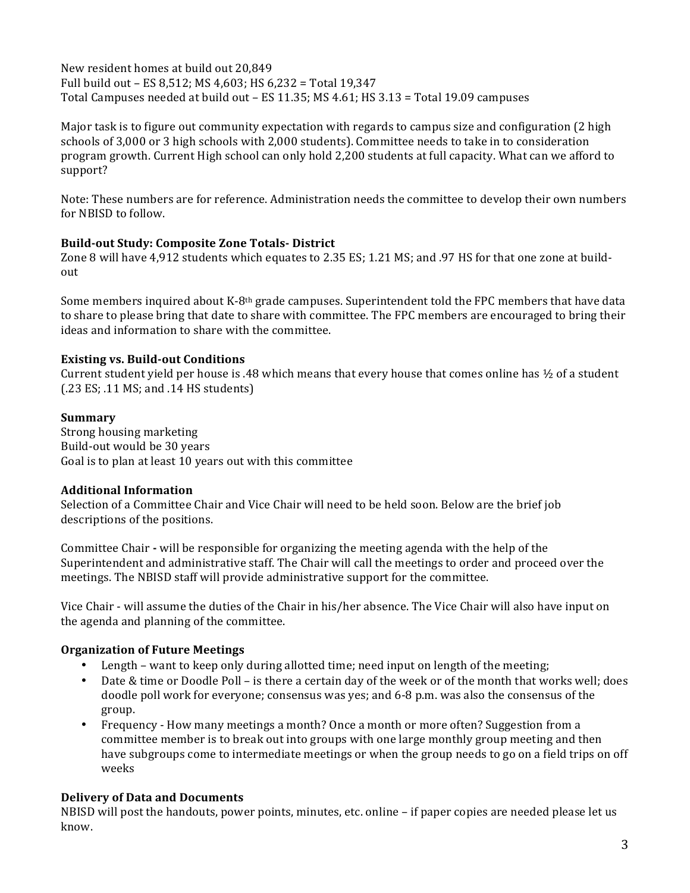New resident homes at build out 20,849
Full build out – ES 8,512; MS 4,603; HS 6,232 = Total 19,347
Total Campuses needed at build out – ES 11.35; MS 4.61; HS 3.13 = Total 19.09 campuses

Major task is to figure out community expectation with regards to campus size and configuration (2 high schools of 3,000 or 3 high schools with 2,000 students). Committee needs to take in to consideration program growth. Current High school can only hold 2,200 students at full capacity. What can we afford to support?

Note: These numbers are for reference. Administration needs the committee to develop their own numbers for NBISD to follow.

**Build-out Study: Composite Zone Totals- District**
Zone 8 will have 4,912 students which equates to 2.35 ES; 1.21 MS; and .97 HS for that one zone at build-out

Some members inquired about K-8th grade campuses. Superintendent told the FPC members that have data to share to please bring that date to share with committee. The FPC members are encouraged to bring their ideas and information to share with the committee.

**Existing vs. Build-out Conditions**
Current student yield per house is .48 which means that every house that comes online has ½ of a student (.23 ES; .11 MS; and .14 HS students)

**Summary**
Strong housing marketing
Build-out would be 30 years
Goal is to plan at least 10 years out with this committee

**Additional Information**
Selection of a Committee Chair and Vice Chair will need to be held soon. Below are the brief job descriptions of the positions.

Committee Chair **-** will be responsible for organizing the meeting agenda with the help of the Superintendent and administrative staff. The Chair will call the meetings to order and proceed over the meetings. The NBISD staff will provide administrative support for the committee.

Vice Chair - will assume the duties of the Chair in his/her absence. The Vice Chair will also have input on the agenda and planning of the committee.

**Organization of Future Meetings**

- Length – want to keep only during allotted time; need input on length of the meeting;
- Date & time or Doodle Poll – is there a certain day of the week or of the month that works well; does doodle poll work for everyone; consensus was yes; and 6-8 p.m. was also the consensus of the group.
- Frequency - How many meetings a month? Once a month or more often? Suggestion from a committee member is to break out into groups with one large monthly group meeting and then have subgroups come to intermediate meetings or when the group needs to go on a field trips on off weeks

**Delivery of Data and Documents**
NBISD will post the handouts, power points, minutes, etc. online – if paper copies are needed please let us know.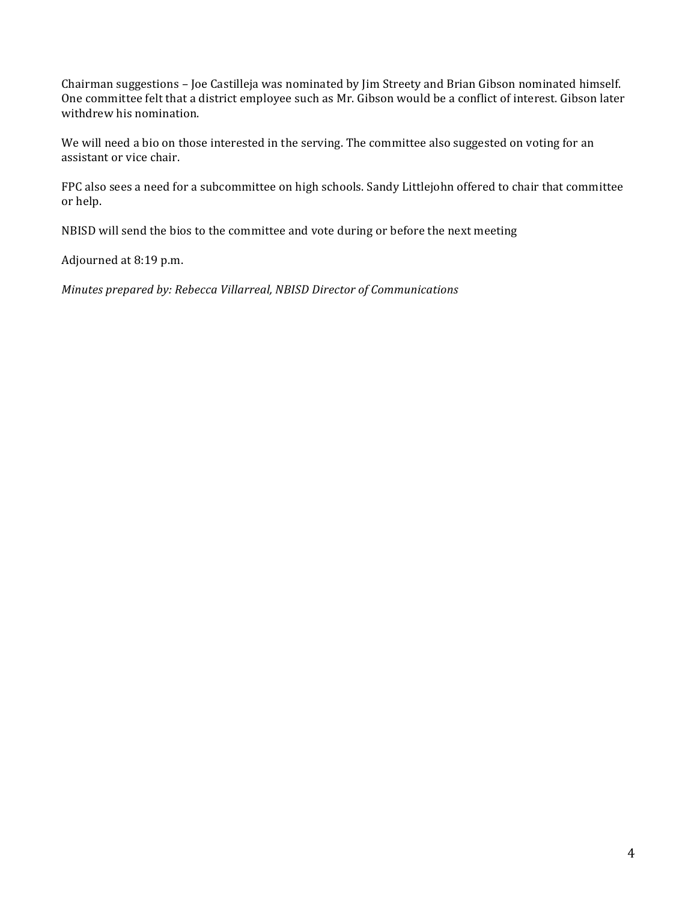Chairman suggestions – Joe Castilleja was nominated by Jim Streety and Brian Gibson nominated himself. One committee felt that a district employee such as Mr. Gibson would be a conflict of interest. Gibson later withdrew his nomination.

We will need a bio on those interested in the serving. The committee also suggested on voting for an assistant or vice chair.

FPC also sees a need for a subcommittee on high schools. Sandy Littlejohn offered to chair that committee or help.

NBISD will send the bios to the committee and vote during or before the next meeting

Adjourned at 8:19 p.m.

*Minutes prepared by: Rebecca Villarreal, NBISD Director of Communications*